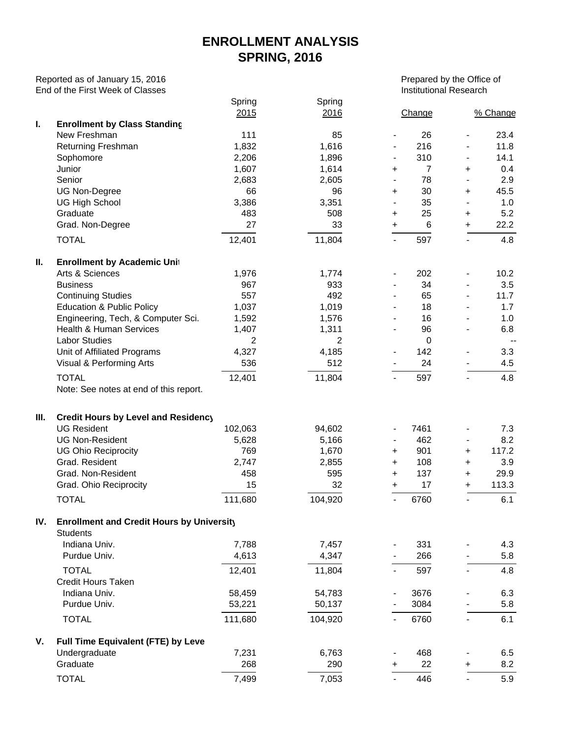# ENROLLMENT ANALYSIS
# SPRING, 2016

Reported as of January 15, 2016
End of the First Week of Classes

Prepared by the Office of Institutional Research

| | | Spring 2015 | Spring 2016 | | Change | | % Change |
|---|---|---|---|---|---|---|---|
| **I.** | **Enrollment by Class Standing** | | | | | | |
| | New Freshman | 111 | 85 | - | 26 | - | 23.4 |
| | Returning Freshman | 1,832 | 1,616 | - | 216 | - | 11.8 |
| | Sophomore | 2,206 | 1,896 | - | 310 | - | 14.1 |
| | Junior | 1,607 | 1,614 | + | 7 | + | 0.4 |
| | Senior | 2,683 | 2,605 | - | 78 | - | 2.9 |
| | UG Non-Degree | 66 | 96 | + | 30 | + | 45.5 |
| | UG High School | 3,386 | 3,351 | - | 35 | - | 1.0 |
| | Graduate | 483 | 508 | + | 25 | + | 5.2 |
| | Grad. Non-Degree | 27 | 33 | + | 6 | + | 22.2 |
| | TOTAL | 12,401 | 11,804 | - | 597 | - | 4.8 |
| **II.** | **Enrollment by Academic Unit** | | | | | | |
| | Arts & Sciences | 1,976 | 1,774 | - | 202 | - | 10.2 |
| | Business | 967 | 933 | - | 34 | - | 3.5 |
| | Continuing Studies | 557 | 492 | - | 65 | - | 11.7 |
| | Education & Public Policy | 1,037 | 1,019 | - | 18 | - | 1.7 |
| | Engineering, Tech, & Computer Sci. | 1,592 | 1,576 | - | 16 | - | 1.0 |
| | Health & Human Services | 1,407 | 1,311 | - | 96 | - | 6.8 |
| | Labor Studies | 2 | 2 | | 0 | | -- |
| | Unit of Affiliated Programs | 4,327 | 4,185 | - | 142 | - | 3.3 |
| | Visual & Performing Arts | 536 | 512 | - | 24 | - | 4.5 |
| | TOTAL | 12,401 | 11,804 | - | 597 | - | 4.8 |
| | Note: See notes at end of this report. | | | | | | |
| **III.** | **Credit Hours by Level and Residency** | | | | | | |
| | UG Resident | 102,063 | 94,602 | - | 7461 | - | 7.3 |
| | UG Non-Resident | 5,628 | 5,166 | - | 462 | - | 8.2 |
| | UG Ohio Reciprocity | 769 | 1,670 | + | 901 | + | 117.2 |
| | Grad. Resident | 2,747 | 2,855 | + | 108 | + | 3.9 |
| | Grad. Non-Resident | 458 | 595 | + | 137 | + | 29.9 |
| | Grad. Ohio Reciprocity | 15 | 32 | + | 17 | + | 113.3 |
| | TOTAL | 111,680 | 104,920 | - | 6760 | - | 6.1 |
| **IV.** | **Enrollment and Credit Hours by University** | | | | | | |
| | Students | | | | | | |
| | Indiana Univ. | 7,788 | 7,457 | - | 331 | - | 4.3 |
| | Purdue Univ. | 4,613 | 4,347 | - | 266 | - | 5.8 |
| | TOTAL | 12,401 | 11,804 | - | 597 | - | 4.8 |
| | Credit Hours Taken | | | | | | |
| | Indiana Univ. | 58,459 | 54,783 | - | 3676 | - | 6.3 |
| | Purdue Univ. | 53,221 | 50,137 | - | 3084 | - | 5.8 |
| | TOTAL | 111,680 | 104,920 | - | 6760 | - | 6.1 |
| **V.** | **Full Time Equivalent (FTE) by Level** | | | | | | |
| | Undergraduate | 7,231 | 6,763 | - | 468 | - | 6.5 |
| | Graduate | 268 | 290 | + | 22 | + | 8.2 |
| | TOTAL | 7,499 | 7,053 | - | 446 | - | 5.9 |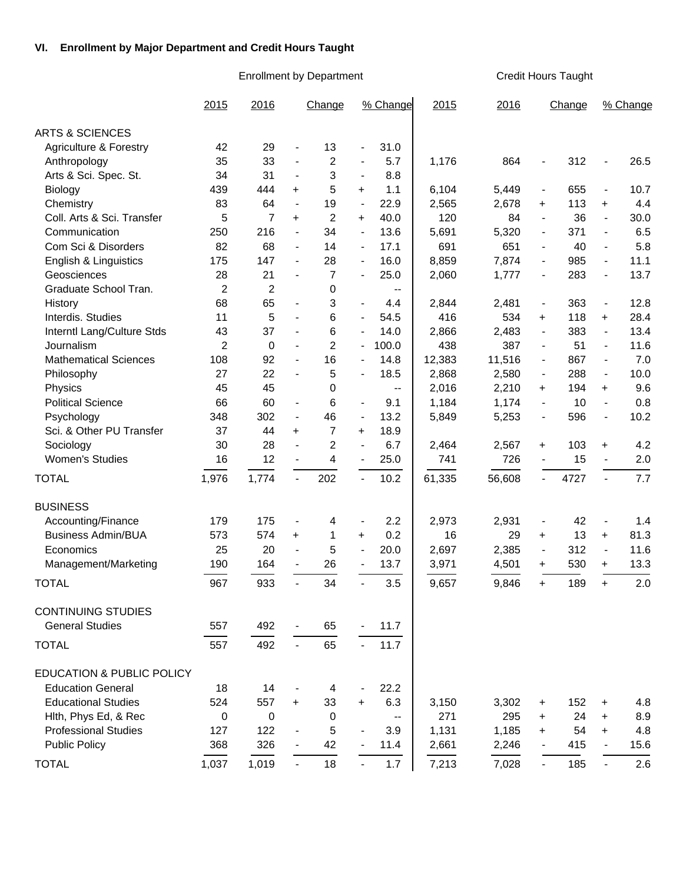## VI. Enrollment by Major Department and Credit Hours Taught

| | Enrollment by Department | | | | | | Credit Hours Taught | | | | | |
|---|---|---|---|---|---|---|---|---|---|---|---|---|
| | 2015 | 2016 | | Change | | % Change | 2015 | 2016 | | Change | | % Change |
| **ARTS & SCIENCES** | | | | | | | | | | | | |
| Agriculture & Forestry | 42 | 29 | - | 13 | - | 31.0 | | | | | | |
| Anthropology | 35 | 33 | - | 2 | - | 5.7 | 1,176 | 864 | - | 312 | - | 26.5 |
| Arts & Sci. Spec. St. | 34 | 31 | - | 3 | - | 8.8 | | | | | | |
| Biology | 439 | 444 | + | 5 | + | 1.1 | 6,104 | 5,449 | - | 655 | - | 10.7 |
| Chemistry | 83 | 64 | - | 19 | - | 22.9 | 2,565 | 2,678 | + | 113 | + | 4.4 |
| Coll. Arts & Sci. Transfer | 5 | 7 | + | 2 | + | 40.0 | 120 | 84 | - | 36 | - | 30.0 |
| Communication | 250 | 216 | - | 34 | - | 13.6 | 5,691 | 5,320 | - | 371 | - | 6.5 |
| Com Sci & Disorders | 82 | 68 | - | 14 | - | 17.1 | 691 | 651 | - | 40 | - | 5.8 |
| English & Linguistics | 175 | 147 | - | 28 | - | 16.0 | 8,859 | 7,874 | - | 985 | - | 11.1 |
| Geosciences | 28 | 21 | - | 7 | - | 25.0 | 2,060 | 1,777 | - | 283 | - | 13.7 |
| Graduate School Tran. | 2 | 2 | | 0 | | -- | | | | | | |
| History | 68 | 65 | - | 3 | - | 4.4 | 2,844 | 2,481 | - | 363 | - | 12.8 |
| Interdis. Studies | 11 | 5 | - | 6 | - | 54.5 | 416 | 534 | + | 118 | + | 28.4 |
| Interntl Lang/Culture Stds | 43 | 37 | - | 6 | - | 14.0 | 2,866 | 2,483 | - | 383 | - | 13.4 |
| Journalism | 2 | 0 | - | 2 | - | 100.0 | 438 | 387 | - | 51 | - | 11.6 |
| Mathematical Sciences | 108 | 92 | - | 16 | - | 14.8 | 12,383 | 11,516 | - | 867 | - | 7.0 |
| Philosophy | 27 | 22 | - | 5 | - | 18.5 | 2,868 | 2,580 | - | 288 | - | 10.0 |
| Physics | 45 | 45 | | 0 | | -- | 2,016 | 2,210 | + | 194 | + | 9.6 |
| Political Science | 66 | 60 | - | 6 | - | 9.1 | 1,184 | 1,174 | - | 10 | - | 0.8 |
| Psychology | 348 | 302 | - | 46 | - | 13.2 | 5,849 | 5,253 | - | 596 | - | 10.2 |
| Sci. & Other PU Transfer | 37 | 44 | + | 7 | + | 18.9 | | | | | | |
| Sociology | 30 | 28 | - | 2 | - | 6.7 | 2,464 | 2,567 | + | 103 | + | 4.2 |
| Women's Studies | 16 | 12 | - | 4 | - | 25.0 | 741 | 726 | - | 15 | - | 2.0 |
| TOTAL | 1,976 | 1,774 | - | 202 | - | 10.2 | 61,335 | 56,608 | - | 4727 | - | 7.7 |
| **BUSINESS** | | | | | | | | | | | | |
| Accounting/Finance | 179 | 175 | - | 4 | - | 2.2 | 2,973 | 2,931 | - | 42 | - | 1.4 |
| Business Admin/BUA | 573 | 574 | + | 1 | + | 0.2 | 16 | 29 | + | 13 | + | 81.3 |
| Economics | 25 | 20 | - | 5 | - | 20.0 | 2,697 | 2,385 | - | 312 | - | 11.6 |
| Management/Marketing | 190 | 164 | - | 26 | - | 13.7 | 3,971 | 4,501 | + | 530 | + | 13.3 |
| TOTAL | 967 | 933 | - | 34 | - | 3.5 | 9,657 | 9,846 | + | 189 | + | 2.0 |
| **CONTINUING STUDIES** | | | | | | | | | | | | |
| General Studies | 557 | 492 | - | 65 | - | 11.7 | | | | | | |
| TOTAL | 557 | 492 | - | 65 | - | 11.7 | | | | | | |
| **EDUCATION & PUBLIC POLICY** | | | | | | | | | | | | |
| Education General | 18 | 14 | - | 4 | - | 22.2 | | | | | | |
| Educational Studies | 524 | 557 | + | 33 | + | 6.3 | 3,150 | 3,302 | + | 152 | + | 4.8 |
| Hlth, Phys Ed, & Rec | 0 | 0 | | 0 | | -- | 271 | 295 | + | 24 | + | 8.9 |
| Professional Studies | 127 | 122 | - | 5 | - | 3.9 | 1,131 | 1,185 | + | 54 | + | 4.8 |
| Public Policy | 368 | 326 | - | 42 | - | 11.4 | 2,661 | 2,246 | - | 415 | - | 15.6 |
| TOTAL | 1,037 | 1,019 | - | 18 | - | 1.7 | 7,213 | 7,028 | - | 185 | - | 2.6 |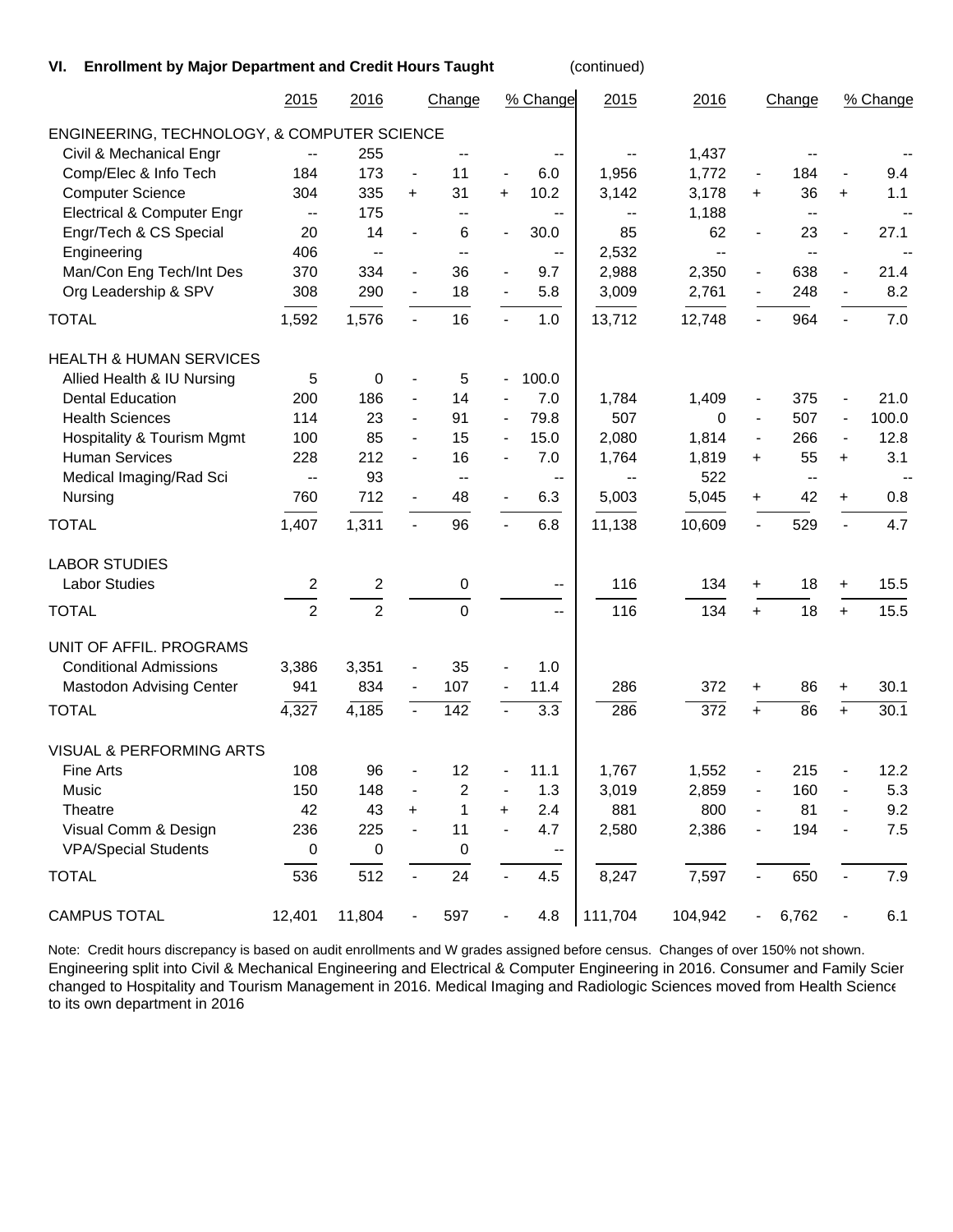### VI. Enrollment by Major Department and Credit Hours Taught (continued)

| | 2015 | 2016 | Change | % Change | 2015 | 2016 | Change | % Change |
|---|---|---|---|---|---|---|---|---|
| **ENGINEERING, TECHNOLOGY, & COMPUTER SCIENCE** | | | | | | | | |
| Civil & Mechanical Engr | -- | 255 | -- | -- | -- | 1,437 | -- | -- |
| Comp/Elec & Info Tech | 184 | 173 | - 11 | - 6.0 | 1,956 | 1,772 | - 184 | - 9.4 |
| Computer Science | 304 | 335 | + 31 | + 10.2 | 3,142 | 3,178 | + 36 | + 1.1 |
| Electrical & Computer Engr | -- | 175 | -- | -- | -- | 1,188 | -- | -- |
| Engr/Tech & CS Special | 20 | 14 | - 6 | - 30.0 | 85 | 62 | - 23 | - 27.1 |
| Engineering | 406 | -- | -- | -- | 2,532 | -- | -- | -- |
| Man/Con Eng Tech/Int Des | 370 | 334 | - 36 | - 9.7 | 2,988 | 2,350 | - 638 | - 21.4 |
| Org Leadership & SPV | 308 | 290 | - 18 | - 5.8 | 3,009 | 2,761 | - 248 | - 8.2 |
| TOTAL | 1,592 | 1,576 | - 16 | - 1.0 | 13,712 | 12,748 | - 964 | - 7.0 |
| **HEALTH & HUMAN SERVICES** | | | | | | | | |
| Allied Health & IU Nursing | 5 | 0 | - 5 | - 100.0 | | | | |
| Dental Education | 200 | 186 | - 14 | - 7.0 | 1,784 | 1,409 | - 375 | - 21.0 |
| Health Sciences | 114 | 23 | - 91 | - 79.8 | 507 | 0 | - 507 | - 100.0 |
| Hospitality & Tourism Mgmt | 100 | 85 | - 15 | - 15.0 | 2,080 | 1,814 | - 266 | - 12.8 |
| Human Services | 228 | 212 | - 16 | - 7.0 | 1,764 | 1,819 | + 55 | + 3.1 |
| Medical Imaging/Rad Sci | -- | 93 | -- | -- | -- | 522 | -- | -- |
| Nursing | 760 | 712 | - 48 | - 6.3 | 5,003 | 5,045 | + 42 | + 0.8 |
| TOTAL | 1,407 | 1,311 | - 96 | - 6.8 | 11,138 | 10,609 | - 529 | - 4.7 |
| **LABOR STUDIES** | | | | | | | | |
| Labor Studies | 2 | 2 | 0 | -- | 116 | 134 | + 18 | + 15.5 |
| TOTAL | 2 | 2 | 0 | -- | 116 | 134 | + 18 | + 15.5 |
| **UNIT OF AFFIL. PROGRAMS** | | | | | | | | |
| Conditional Admissions | 3,386 | 3,351 | - 35 | - 1.0 | | | | |
| Mastodon Advising Center | 941 | 834 | - 107 | - 11.4 | 286 | 372 | + 86 | + 30.1 |
| TOTAL | 4,327 | 4,185 | - 142 | - 3.3 | 286 | 372 | + 86 | + 30.1 |
| **VISUAL & PERFORMING ARTS** | | | | | | | | |
| Fine Arts | 108 | 96 | - 12 | - 11.1 | 1,767 | 1,552 | - 215 | - 12.2 |
| Music | 150 | 148 | - 2 | - 1.3 | 3,019 | 2,859 | - 160 | - 5.3 |
| Theatre | 42 | 43 | + 1 | + 2.4 | 881 | 800 | - 81 | - 9.2 |
| Visual Comm & Design | 236 | 225 | - 11 | - 4.7 | 2,580 | 2,386 | - 194 | - 7.5 |
| VPA/Special Students | 0 | 0 | 0 | -- | | | | |
| TOTAL | 536 | 512 | - 24 | - 4.5 | 8,247 | 7,597 | - 650 | - 7.9 |
| CAMPUS TOTAL | 12,401 | 11,804 | - 597 | - 4.8 | 111,704 | 104,942 | - 6,762 | - 6.1 |

Note: Credit hours discrepancy is based on audit enrollments and W grades assigned before census. Changes of over 150% not shown. Engineering split into Civil & Mechanical Engineering and Electrical & Computer Engineering in 2016. Consumer and Family Scier changed to Hospitality and Tourism Management in 2016. Medical Imaging and Radiologic Sciences moved from Health Science to its own department in 2016